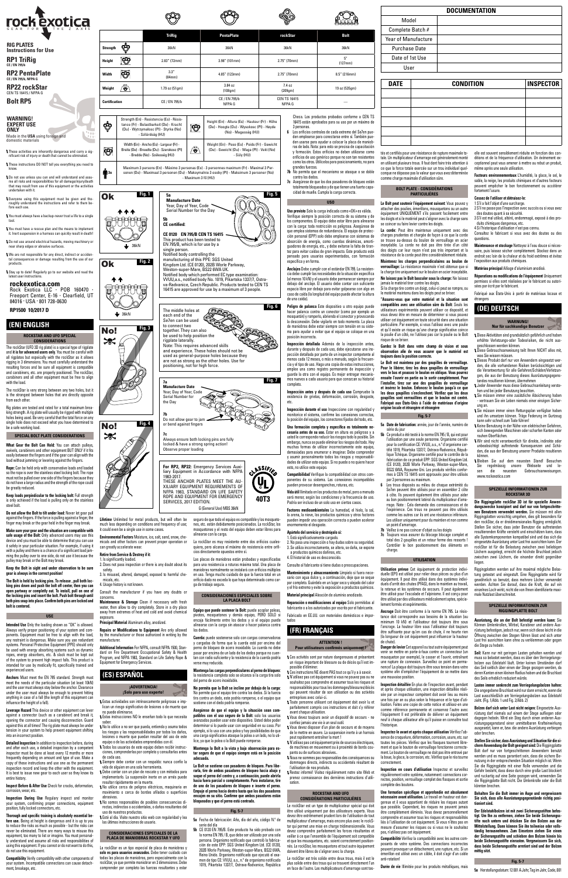# rock exotica

GEAR FOR THE Z AXIS

**RIG PLATES**
**Instructions for Use**

## RP1 TriRig
CE / EN 795/B

## RP2 PentaPlate
CE / EN 795/B, NFPA G

## RP22 rockStar
CEN TS 16415 / NFPA G

## Bolt RP5

**WARNING!**
**EXPERT USE ONLY**

Made in the **USA** using foreign and domestic materials

- These activities are inherently dangerous and carry a significant risk of injury or death that cannot be eliminated.
- These instructions DO NOT tell you everything you need to know.
- Do not use unless you can and will understand and assume all risks and responsibilities for all damage/injury/death that may result from use of this equipment or the activities undertaken with it.
- Everyone using this equipment must be given and thoroughly understand the instructions and refer to them before each use.
- You must always have a backup-never trust a life to a single tool.
- You must have a rescue plan and the means to implement it. Inert suspension in a harness can quickly result in death!
- Do not use around electrical hazards, moving machinery or near sharp edges or abrasive surfaces.
- We are not responsible for any direct, indirect or accidental consequences or damage resulting from the use of our products.
- Stay up to date! Regularly go to our website and read the latest user instructions.

**rockexotica.com**
Rock Exotica LLC · POB 160470 · Freeport Center, E-16 · Clearfield, UT 84016 · USA · 801 728-0630

**RP1500 10/2017 D**

| | TriRig | PentaPlate | rockStar | Bolt |
|---|---|---|---|---|
| Strength | 36kN | 36kN | 36kN | 36kN |
| Height | 2.83" (72mm) | 3.98" (101mm) | 2.75" (70mm) | 5" (127mm) |
| Width | 3.3" (84mm) | 4.85" (123mm) | 2.75" (70mm) | 8.5" (216mm) |
| Weight | 1.79 oz (51gm) | 3.84 oz (108gm) | 7.4 oz (209gm) | 19 oz (535gm) |
| Certification | CE / EN 795/b | CE / EN 795/b NFPA G | CEN TS 16415 NFPA G | — |

| | |
|---|---|
| Strength (En) - Resistencia (Es) - Résistance (Fr) - Belastbarkeit (De) - Kracht (Du) - Wytrzymałosc (Pl) - Styrke (No) - Szilárdság (HU) | Height (En) - Altura (Es) - Hauteur (Fr) - Höhe (De) - Hoogte (Du) - Wysokosc (Pl) - Høyde (No) - Magasság (HU) |
| Width (En) - Ancho (Es) - Largeur (Fr) - Breite (De) - Breedte (Du) - Szerokosc (Pl) - Bredde (No) - Szélesség (HU) | Weight (En) - Peso (Es) - Poids (Fr) - Gewicht (De) - Gewicht (Du) - Waga (Pl) - Vekt (No) - Súly (HU) |

3x: Maximum 3 persons (En) - Máximo 3 personas (Es) - 3 personnes maximum (Fr) - Maximal 3 Personen (De) - Maximaal 3 personen (Du) - Maksymalnie 3 osoby (Pl) - Maksimum 3 personer (No) - Maximum 3 fő (HU)

**Fig. 1** Ok 36kN

**Fig. 2** Ok 36kN

**Fig. 3** No!

**Fig. 4** No!

**Fig. 5**

**5a** Manufacture Date
Year, Day of Year, Code Serial Number for the Day

**5b** CE certified:

CE 0120 EN 795/B CEN TS 16415
This product has been tested to EN 795/B, which is for use by a single person.
Notified body controlling the manufacturing of this PPE: SGS United Kingdom Ltd. (CE 0120), 202B Worle Parkway, Weston-super-Mare, BS22 6WA UK.
Notified body which performed EC type examination: VVUU,a.s., notified body No. 1019, Pikartská 1337/7, Ostrava-Radvanice, Czech Republic. Products tested to CEN TS 16415 are approved for use by a maximum of 3 people.

**Fig. 6**

The middle holes at each end of the Se7en can be used to connect two together. They can also be used to help position the rigplate laterally.
Note: This requires advanced skills and experience. These holes should not be used as general-purpose holes because they are not as strong as the other holes. Use for positioning, not for high force.

**Fig. 7**

**7a** Manufacture Date
Year, Day of Year, Code Serial Number for the Day

**7b** Do not allow gear to jam or bend against fingers

**7c** Always ensure both locking pins are fully locked & have a strong spring action! Observe proper loading

**For RP2, RP22:** Emergency Services Auxiliary Equipment in Accordance with NFPA 1983-2017.
THESE ANCHOR PLATES MEET THE AUXILIARY EQUIPMENT REQUIREMENTS OF NFPA 1983, STANDARD ON LIFE SAFETY ROPE AND EQUIPMENT FOR EMERGENCY SERVICES, 2017 EDITION.

G (General Use) MBS 36kN

CLASSIFIED UL 40T3

## (EN) ENGLISH

### ROCKSTAR AND UFO SPECIAL CONSIDERATIONS

The rockStar (UFO 3D rig plate) is a special type of rigplate and **it is for advanced users only.** You must be careful with all rigplates but especially with the rockStar as it allows rigging in 3 dimensions. You must carefully understand the resulting forces and be sure all equipment is compatible and carabiners, etc. are properly positioned. The rockStar, carabiners and all other equipment must be free to align with the load.

The rockStar is very strong between any two holes, but it is the strongest between holes that are directly opposite from each other.

Rig plates are tested and rated for a total maximum breaking strength. A rig plate will usually be rigged with multiple holes being used. Be very careful that the total force on any single hole does not exceed what you have determined to be a safe working load.

### SPECIAL BOLT PLATE CONSIDERATIONS

**What Gear the Bolt Can Hold:** You can attach pulleys, swivels, carabiners and other equipment BUT ONLY if it fits easily between the fingers and if the gear can align with the load without jamming or levering against the fingers.

**Rope:** Can be held only with conservative loads and loaded so the rope is over the stainless steel locking bolt. The rope must not be pulled over one side of the fingers because they do not have a large radius and the strength of the rope could be greatly reduced.

**Keep loads perpindicular to the locking bolt:** Full strength is only achieved if the load is pulling only on the stainless steel bolt.

**Do not allow the Bolt to tilt under load:** Never let gear pull against the fingers. If the force is pulling against a finger, the finger may break or the gear held in the finger may break.

**Make sure your gear and the situation are compatible with safe usage of the Bolt:** Only advanced users may use this device and you must be able to determine that you can use it safely in your particular situation. For example, if using it with a pulley and there is a chance of a significant load jamming the pulley over to one side, you must use it because the pulley may break or the Bolt may break.

**Keep the Bolt in sight and under observation to be sure gear is always in the correct position!**

**The Bolt is held by locking pins. To release , pull both locking pins down and push the bolt off center, then you can open partway or completely out. To install, pull on one of the locking pins and insert the bolt. Push bolt through until both pins snap into place. Confirm both pins are locked and bolt is centered.**

### USE

**Intended Use** Only the loading shown as "OK" is allowed. Always verify proper positioning of your system and components. Equipment must be free to align with the load, any restraint is dangerous. Make sure you use redundant systems. Personal Protective Equipment (PPE) should only be used with energy absorbing systems such as dynamic ropes, energy absorbers, etc. & stock must be kept out of the system to prevent high impact falls. This product is intended for use by medically fit, specifically trained and experienced users.

**Anchors** Must meet the EN 795 standard. Strength must meet the needs of the particular situation (at least 10kN) and the user must always stay below the anchor. Clearance under the user must always be enough to prevent hitting anything in case of a fall (the length of this equipment can influence the height of a fall).

**Leverage Hazard** This device or other equipment can lever against a connector (such as a carabiner) and break it, opening the connector and causing disconnection. Guard against this at all times! The rig plate must always be under tension in your system to help prevent jamming or levering into an incorrect position.

**Detailed Inspection** In addition to inspection before, during and after each use, a detailed inspection by a competent inspector must be done at least every 12 months or more frequently depending on amount and type of use. Make a copy of these instructions and use this as the permanent inspection record and keep the other with the equipment. It is best to issue new gear to each user so they know its entire history.

**Inspect Before & After Use** Check for cracks, deformation, corrosion, wear, etc.

**Inspection During Use** Regularly inspect and monitor your system, confirming proper connections, equipment position, fully locked connectors, etc.

**Thorough and specific training is absolutely essential before use.** Being at height is dangerous and it is up to you to reduce the risks as much as possible - but the risks can never be eliminated. There are many ways to misuse this equipment, too many to list or imagine. You must personally understand and assume all risks and responsibilities of using this equipment. If you cannot or do not want to do this, do not use this equipment.

**Compatibility** Verify compatibility with other components of your system. Incompatible connections can cause detachment, breakage, etc.

**Lifetime** Unlimited for metal products, but will often be much less depending on conditions and frequency of use; it could even be a single use in some cases.

**Environmental Factors** Moisture, ice, salt, sand, snow, chemicals and other factors can prevent proper operation or can greatly accelerate wear.

**Retire from Service & Destroy if it:**
1. Is significantly loaded.
2. Does not pass inspection or there is any doubt about its safety.
3. Is misused, altered, damaged, exposed to harmful chemicals, etc.
4. Usage history is not known.

Consult the manufacturer if you have any doubts or concerns.

**Maintenance & Storage** Clean if necessary with fresh water, then allow to dry completely. Store in a dry place away from extremes of heat and cold and avoid chemical exposure.

**Principal Material** Aluminum alloy, anodized.

**Repairs or Modifications to Equipment** Are only allowed by the manufacturer or those authorized in writing by the manufacturer.

**Additional Information** For NFPA, consult NFPA 1500, Standard for Fire Department Occupational Safety & Health Program, and NFPA 1983, Standard on Life Safety Rope & Equipment for Emergency Services.

## (ES) ESPAÑOL

**¡ADVERTENCIA!**
**¡Solo para uso experto!**

- Estas actividades son intrínsecamente peligrosas e implican un riesgo significativo de lesiones o de muerte que no puede eliminarse.
- Estas instrucciones NO le enseñan todo lo que necesita saber.
- No lo utilice a no ser que pueda, entienda y asuma todos los riesgos y las responsabilidades por todos los daños, lesiones o muerte que puedan resultar del uso de este equipo o de las actividades emprendidas con él.
- Todos los usuarios de este equipo deben recibir instrucciones, comprenderlas por completo y consultarlas antes de cada uso.
- Siempre debe contar con un respaldo: nunca confíe la vida de alguien en una sola herramienta.
- Debe contar con un plan de rescate y con métodos para implementarlo. La suspensión inerte en un arnés puede resultar rápidamente en la muerte.
- No utilice cerca de peligros eléctricos, maquinaria en movimiento o cerca de bordes afilados o superficies abrasivas.
- No somos responsables de posibles consecuencias directas, indirectas o accidentales, o daños resultantes del uso de nuestros productos.
- ¡Esté al día. Visite nuestro sitio web con regularidad y lea las últimas instrucciones de usuario.

### CONSIDERACIONES ESPECIALES DE LA PLACA DE MANIOBRAS ROCKSTAR Y UFO

La rockStar es un tipo especial de placa de maniobras y **solo es para usuarios avanzados.** Debe tener cuidado con todas las placas de maniobras, pero especialmente con la rockStar, ya que permite maniobrar en 3 dimensiones. Debe comprender por completo las fuerzas resultantes y estar seguro de que todo el equipo es compatible y los mosquetones, etc. están debidamente posicionados. La rockStar, los mosquetones y el resto del equipo deben estar libres para alinearse con la carga.

La rockStar es muy resistente entre dos orificios cualesquiera, pero alcanza el máximo de resistencia entre orificios directamente opuestos entre sí.

Las placas de maniobras están probadas y especificadas para una resistencia a rotura máxima total. Una placa de maniobras normalmente se instalará con orificios múltiples en uso. Tenga mucho cuidado de que la fuerza total en un orificio dado no exceda lo que haya determinado como carga de trabajo segura.

### CONSIDERACIONES ESPECIALES SOBRE LA PLACA BOLT

**Equipo que puede sostener la Bolt:** puede acoplar poleas, pivotes, mosquetones y demás equipo, PERO SOLO si encaja fácilmente entre los dedos y si el equipo puede alinearse con la carga sin atascarse o hacer palanca contra los dedos.

**Cuerda:** puede sostenerse solo con cargas conservadoras y cargadas de forma que la cuerda esté por encima del perno de bloqueo de acero inoxidable. La cuerda no debe pasar por encima de un lado de los dedos porque no cuentan con un radio suficiente y la resistencia de la cuerda podría verse muy reducida.

**Mantenga las cargas perpendiculares al perno de bloqueo:** la resistencia completa solo se alcanza si la carga tira solo del perno de acero inoxidable.

**No permita que la Bolt se incline por debajo de la carga:** No permita que el equipo tire contra los dedos. Si la fuerza tira contra un dedo, este podría romperse, o el equipo que sostiene el dedo podría romperse.

**Asegúrese de que el equipo y la situación sean compatibles con el uso seguro de la Bolt:** solo los usuarios avanzados pueden usar este dispositivo. Usted debe poder determinar si lo puede usar con seguridad en su caso. Por ejemplo, si lo usa con una polea y hay posibilidades de que una carga significativa atasque la polea a un lado, no lo utilice, ya que la polea o la Bolt puede romperse.

**Mantenga la Bolt a la vista y bajo observación para estar seguro de que el equipo siempre está en la posición adecuada.**

**La Bolt se sostiene con pasadores de bloqueo. Para liberarla, tire de ambos pasadores de bloqueo hacia abajo y saque el perno del centro y, a continuación, puede abrirla hacia fuera parcial o completamente. Para instalarse, tire de uno de los pasadores de bloqueo e inserte el perno. Empuje el perno hacia dentro hasta que los dos pasadores encajen en su sitio. Confirme que ambos pasadores están bloqueados y el perno está centrado.**

### Fig. 5-7

**5a** Fecha de fabricación: Año, día del año, código N.° de serie del día

**5b** CE 0120 EN 795/B. Este producto ha sido probado con la norma EN 795 / B, que debe ser utilizado por una sola persona. Organismo notificado que controla la fabricación de este EPP: SGS United Kingdom Ltd. (CE 0120), 202B Worle Parkway, Weston-super-Mare, BS22 6WA, Reino Unido. Organismo notificado que ejecutó el examen de tipo CE: VVUU, a.s., n.° de organismo notificado 1019, Pikartska 1337/7, Ostrava-Radvanice, República Checa. Los productos probados conforme a CEN TS 16415 están aprobados para su uso por un máximo de 3 personas.

**6** Los orificios centrales de cada extremo del Se7en pueden emplearse para conectarse entre sí. También pueden usarse para ayudar a colocar la placa de maniobras en los lados. Nota: para esto se precisa de capacitación y formación. Estos orificios no deben emplearse como orificios de uso genérico porque no son tan resistentes como los otros. Utilícelos para posicionamiento, no para grandes fuerzas.

**7b** No permita que el mecanismo se atasque o se doble contra los dedos.

**7c** Asegúrese de que los dos pasadores de bloqueo están totalmente bloqueados y de que tienen una fuerte capacidad de muelle. Cumpla la carga correcta.

### USO

**Uso previsto** Solo la carga indicada como «OK» es válida. Verifique siempre la posición correcta de su sistema y de los componentes. El equipo debe estar libre para alinearse con la carga: toda restricción es peligrosa. Asegúrese de que emplea sistemas de redundancia. El Equipo de protección personal (EPP) solo debe emplearse con sistemas de absorción de energía, como cuerdas dinámicas, amortiguadores de energía, etc., y debe evitarse la falta de tirantez para evitar caídas de gran impacto. Este producto está pensado para usuarios experimentados, con formación específica y en forma.

**Anclajes** Debe cumplir con el estándar EN 795. La resistencia debe cumplir las necesidades de la situación específica (al menos 10 kN) y el usuario debe permanecer siempre por debajo del anclaje. El usuario debe contar con suficiente espacio libre por debajo para evitar golpearse con algo en caso de caída (la longitud del equipo puede afectar la altura de una caída).

**Peligro de palanca** Este dispositivo u otro equipo puede hacer palanca contra un conector (como por ejemplo un mosquetón) y romperlo, abriendo el conector y provocando la desconexión. Debe vigilarlo en todo momento. La placa de maniobras debe estar siempre con tensión en su sistema para ayudar a evitar que el equipo se atasque en una posición incorrecta.

**Inspección detallada** Además de la inspección antes, durante y después de cada uso, debe ejecutarse una inspección detallada por parte de un inspector competente al menos cada 12 meses, o más a menudo, según la frecuencia y el tipo de uso. Haga una copia de estas instrucciones, emplee una como registro permanente de inspección y guarde la otra con el equipo. Es mejor entregar nuevos equipos a cada usuario para que conozcan su historial completo.

**Inspección antes y después de cada uso** Compruebe la existencia de grietas, deformación, corrosión, desgaste, etc.

**Inspección durante el uso** Inspeccione con regularidad y monitorice el sistema, confirme las conexiones correctas, la posición del equipo, los conectores fijados del todo, etc.

**Una formación completa y específica es totalmente necesaria antes de su uso.** Estar en altura es peligroso y usted es quien corresponde reducir los riesgos todo lo posible. Sin embargo, nunca se puede eliminar los riesgos del todo. Hay muchas formas de utilizar este equipo de forma incorrecta, demasiadas para enumerar o imaginar. Debe comprender y asumir personalmente todos los riesgos y responsabilidades de utilizar este equipo. Si no puede o no quiere hacer esto, no utilice este equipo.

**Compatibilidad** Verifique la compatibilidad con otros componentes de su sistema. Las conexiones incompatibles pueden provocar desenganches, roturas, etc.

**Vida útil** Ilimitada en los productos de metal, pero a menudo será menor, según las condiciones y la frecuencia de uso. Podría ser incluso de un solo uso en ciertos casos.

**Factores medioambientales** La humedad, el hielo, la sal, la arena, la nieve, los productos químicos y otros factores pueden impedir una operación correcta o pueden acelerar enormemente el desgaste.

**Apártelo del servicio y destrúyalo si:**
1. Está significativamente cargado.
2. No pasa una inspección o hay dudas sobre su seguridad.
3. Se utiliza incorrectamente, se altera, se daña, se expone a productos químicos dañinos, etc.
4. El historial de uso es desconocido.

Consulte al fabricante si tiene dudas o preocupaciones.

**Mantenimiento y almacenamiento** Límpielo si fuera necesario con agua dulce y, a continuación, deje que se seque por completo. Guárdelo en un lugar seco y alejado del calor y el frío extremo y evite la exposición a productos químicos.

**Material principal** Aleación de aluminio anodizado.

**Reparación o modificaciones al equipo** Solo permitidas al fabricante o a los autorizados por escrito por el fabricante.

Fabricado en EE.UU. con materiales domésticos e importados

## (FR) FRANÇAIS

**ATTENTION !**
**Pour utilisateurs confirmés uniquement !**

- Ces activités sont par nature dangereuses et présentent un risque important de blessure ou de décès qu'il est impossible d'éliminer.
- Ces instructions NE disent PAS tout ce qu'il y a à savoir.
- N'utilisez pas cet équipement si vous ne pouvez pas ou ne souhaitez pas comprendre et assumer tous les risques et responsabilités pour tous les dommages/blessures/décès qui peuvent résulter de son utilisation ou des activités entreprises avec celui-ci.
- Toute personne utilisant cet équipement doit avoir lu et parfaitement compris ces instructions et s'y référer avant chaque utilisation.
- Vous devez toujours avoir un dispositif de secours - ne confiez jamais une vie à un seul outil.
- Vous devez disposer d'un plan de secours et de moyens de le mettre en œuvre. La suspension inerte à un harnais peut rapidement entraîner la mort !
- N'utilisez pas cet équipement près de sources électriques, de machines en mouvement ou à proximité de bords coupants ou de surfaces abrasives.
- Nous ne sommes pas responsables des conséquences ou dommages directs, indirects ou accidentels résultant de l'utilisation de nos produits.
- Restez informé ! Visitez régulièrement notre site Web et prenez connaissance des dernières instructions d'utilisation.

### ROCKSTAR AND UFO CONSIDÉRATIONS PARTICULIÈRES

Le rockStar est un type de multiplicateur spécial qui doit être utilisé uniquement par des utilisateurs experts. Vous devez être extrêmement prudent lors de l'utilisation de tout multiplicateur d'amarrage, mais encore plus avec le rockStar qui permet une mise en charge tridimensionnelle. Vous devez comprendre parfaitement les forces résultantes et veiller à ce que l'ensemble de l'équipement soit compatible et que les mousquetons, etc. soient correctement positionnés. Le rockStar, les mousquetons et tout autre équipement doivent être libres de s'aligner avec la charge.

Le rockStar est très solide entre deux trous, mais il est le plus solide entre des trous qui se trouvent directement l'un en face de l'autre. Les multiplicateurs d'amarrage sont testés et certifiés pour une résistance de rupture maximale totale. Un multiplicateur d'amarrage est généralement installé en utilisant plusieurs trous. Il faut donc faire très attention à ce que la force totale exercée sur un trou individuel quelconque ne dépasse pas la valeur que vous avez déterminée comme charge maximale d'utilisation sûre.

### BOLT PLATE - CONSIDÉRATIONS PARTICULIÈRES

**Le Bolt peut soutenir l'équipement suivant:** Vous pouvez y attacher des poulies, émerillons, mousquetons ou un autre équipement UNIQUEMENT s'ils passent facilement entre les doigts et si le matériel peut s'aligner avec la charge sans se coincer ou faire levier contre les doigts.

**La corde:** Peut être maintenue uniquement avec des charges prudentes et chargée de façon à ce que la corde se trouve au-dessus du boulon de verrouillage en acier inoxydable. La corde ne doit pas être tirée d'un côté des doigts car leur rayon n'est pas très important et la résistance de la corde peut être considérablement réduite.

**Maintenez les charges perpendiculaires au boulon de verrouillage:** La résistance maximale n'est obtenue que si la charge tire uniquement sur le boulon en acier inoxydable.

**Ne laissez pas le Bolt basculer sous la charge:** Ne laissez jamais le matériel tirer contre les doigts.

Si la charge tire contre un doigt, celui-ci peut se rompre, ou le matériel maintenu dans les doigts peut se briser.

**"Assurez-vous que votre matériel et la situation sont compatibles avec une utilisation sûre du Bolt:** Seuls les utilisateurs expérimentés peuvent utiliser ce dispositif, et vous devez être en mesure de déterminer si vous pouvez utiliser cet équipement en toute sécurité dans une situation particulière. Par exemple, si vous l'utilisez avec une poulie et qu'il existe un risque qu'une charge significative coince la poulie d'un côté, ne l'utilisez pas car la poulie ou le Bolt risque de se briser.

**Gardez le Bolt dans votre champ de vision et sous observation afin de vous assurer que le matériel est toujours dans la position correcte.**

**Le Bolt est maintenu par des goupilles de verrouillage. Pour le libérer, tirez les deux goupilles de verrouillage vers le bas et poussez le boulon en oblique. Vous pourrez ensuite l'ouvrir en partie ou le sortir complètement. Pour l'installer, tirez sur une des goupilles de verrouillage et insérez le boulon. Enfoncez le boulon jusqu'à ce que les deux goupilles s'enclenchent. Vérifiez que les deux goupilles sont verrouillées et que le boulon est centré. Fabriqué aux États-Unis à l'aide de matériaux d'origine origine locale et étrangère et étrangère**

### Fig. 5-7

**5a** Date de fabrication: année, jour de l'année, numéro de série du jour

**5b** Ce produit a été testé à la norme EN 795 / B, qui est pour l'utilisation par une seule personne. Organisme certifié pour la certification CE VVUU, a.s., n.° d'organisme certifié 1019, Pikartská 1337/7, Ostrava-Radvanice, République Tchèque. Organisme certifié pour le contrôle de la fabrication de ce produit EPP: SGS United Kingdom Ltd. (CE 0120), 202B Worle Parkway, Weston-super-Mare, BS22 6WA, Royaume-Uni. Les produits vérifiés conformes à CEN TS 16415 sont approuvés pour être utilisés par 3 personnes au maximum.

**6** Les trous disposés au milieu de chaque extrémité du Se7en peuvent être utilisés pour en assembler 2 côte à côte. Ils peuvent également être utilisés pour aider au bon positionnement latéral du multiplicateur d'amarrage. Note : Cela demande des connaissances et de l'expérience. Ces trous ne peuvent pas être utilisés comme les autres car ils ont une résistance inférieure. Les utiliser uniquement pour du maintien et non comme un point d'amarrage.

**7b** Veillez à ne pas coincer d'objet ou les doigts.

**7c** Toujours vous assurer du blocage (locage complet et total des 2 goupilles et un retour ferme des ressorts ! Contrôler le bon positionnement des éléments en charge.

### UTILISATION

**Utilisation prévue** Cet équipement de protection individuelle (EPI) est utilisé pour relier deux pièces ou plus d'un équipement. Il peut être utilisé dans des systèmes individuels d'arrêt des chutes (PFAS), dans le maintien au travail, la retenue et les systèmes de secours. Il peut également être utilisé pour l'escalade et l'alpinisme. Il est conçu pour être utilisé par des utilisateurs médicalement aptes, spécialement formés et expérimentés.

**Ancrage** Doit être conforme à la norme EN 795. La résistance doit correspondre aux besoins de la situation (au minimum 10 kN) et l'utilisateur doit toujours être sous l'ancrage. La hauteur libre sous l'utilisateur doit toujours être suffisante pour qu'en cas de chute, il ne heurte rien (la longueur de cet équipement peut influencer la hauteur de chute).

**Danger de levier** Cet appareil ou tout autre équipement peut venir se mettre en porte-à-faux contre un connecteur (un mousqueton par exemple), le casser et l'ouvrir, entraînant une rupture de connexion. Surveillez ce point en permanence! La plaque doit toujours être sous tension dans votre système afin d'empêcher l'équipement de se mettre dans une mauvaise position.

**Inspection détaillée** En plus de l'inspection avant, pendant et après chaque utilisation, une inspection détaillée réalisée par un inspecteur compétent doit avoir lieu au moins une fois par an ou plus selon la fréquence et le type d'utilisation. Faites une copie de cette notice et utilisez-en une comme référence permanente et conservez l'autre avec l'équipement. Il est préférable de délivrer un équipement neuf à chaque utilisateur afin qu'ils en connaissent tout l'historique.

**Inspectez-le avant et après chaque utilisation** Vérifiez l'absence de craquelure, déformation, corrosion, usure, etc. sur toutes les pièces. Vérifiez que les flasques tournent librement et que la goupille de verrouillage fonctionne correctement. Le boulon de verrouillage ne doit pas se trouver par la boule, la glace, la corrosion, etc. Vérifiez que le réa tourne correctement.

**Inspection en cours d'utilisation** Inspectez et surveillez régulièrement votre système, notamment: connections correctes, position, verrouillage complet des flasques et sortie complète des boulons.

**Une formation spécifique et approfondie est absolument nécessaire avant utilisation.** Le travail en hauteur est dangereux et il vous appartient de réduire les risques autant que possible. Cependant, les risques ne peuvent jamais être complètement éliminés. Vous devez personnellement comprendre et assumer tous les risques et responsabilités à l'utilisation de cet équipement. Si vous n'êtes pas en mesure d'assumer les risques ou si vous ne le souhaitez pas, n'utilisez pas cet équipement.

**Compatibilité** Vérifiez la compatibilité avec les autres composants de votre système. Des connexions incorrectes peuvent provoquer un détachement, une rupture, etc. Vous devez éliminer un utilisation en cas de câble, il doit s'agir d'un câble anti-rotation!

**Durée de vie** Illimitée pour les produits métalliques, mais elle est souvent sensiblement réduite en fonction des conditions et de la fréquence d'utilisation. Un événement exceptionnel peut vous amener à mettre au rebut un produit, même après une seule utilisation.

**Facteurs environnementaux** L'humidité, la glace, le sel, le sable, la neige, les produits chimiques et d'autres facteurs peuvent empêcher le bon fonctionnement ou accélérer fortement l'usure.

**Cessez de l'utiliser et détruisez-le:**
1. S'il a fait l'objet d'une surcharge.
2. S'il ne passe pas l'inspection avec succès ou si vous avez des doutes quant à sa sécurité.
3. S'il est mal utilisé, altéré, endommagé, exposé à des produits chimiques dangereux, etc.
4. Si l'historique d'utilisation n'est pas connu.

Consultez le fabricant si vous avez des doutes ou des questions.

**Maintenance et stockage** Nettoyez à l'eau douce si nécessaire, puis laissez sécher complètement. Stockez dans un endroit sec loin de la chaleur et du froid extrêmes et évitez l'exposition aux produits chimiques.

**Matériau principal** Alliage d'aluminium anodisé.

**Réparations ou modifications de l'équipement** Uniquement permises si elles sont réalisées par le fabricant ou autorisées par écrit par le fabricant.

Fabriqué aux États-Unis à partir de matériaux locaux et étrangers

| DOCUMENTATION | |
|---|---|
| Model | |
| Complete Batch # | |
| Year of Manufacture | |
| Purchase Date | |
| Date of 1st Use | |
| User | |

| DATE | CONDITION | INSPECTOR |
|---|---|---|
| | | |
| | | |
| | | |
| | | |
| | | |
| | | |
| | | |

## (DE) DEUTSCH

**WARNUNG!**
**Nur für sachkundige Benutzer**

- Diese Aktivitäten sind grundsätzlich gefährlich und haben erhöhte Verletzungs-oder Todesrisiken, die nicht ausgeschlossen werden können.
- Diese Gebrauchsanweisung teilt Ihnen NICHT alles mit, was Sie wissen müssen.
- Dieses Produkt darf nur von Anwendern eingesetzt werden, die alle vorhandenen Risiken berücksichtigen und die Verantwortung für alle Gefahren/Schäden/Verletzungen, die aus der Benutzung dieses Ausrüstungsgegenstandes resultieren können, übernehmen.
- Jeder Anwender muss diese Gebrauchsanleitung verstehen und bei jeder Benutzung beachten.
- Sie müssen immer eine zusätzliche Absicherung haben - vertrauen Sie ein Leben niemals einer einzigen Sicherung an.
- Sie müssen immer einen Rettungsplan verfügbar haben und ihn umsetzen können. Träge Freihang im Gurtzeug kann sehr schnell zum Tode führen!
- Keine Benutzung in der Nähe von elektrischen Gefahren, sich bewegenden Maschinen oder scharfen Kanten oder rauhen Oberflächen.
- Wir sind nicht verantwortlich für direkte, indirekte oder unbeabsichtigt auftretende Konsequenzen und Schäden, die aus der Benutzung unserer Produkte resultieren können.
- Bleiben Sie auf dem neusten Stand! Besuchen Sie regelmässig unsere Webseite und lesen die neuesten Gebrauchsanweisungen. www.rockexotica.com

### SPEZIELLE INFORMATIONEN ZUR ROCKSTAR 3D

**Die Riggingplatte rockStar 3D ist für spezielle Anwendungszwecke konzipiert und darf nur von fortgeschrittenen Benutzern verwendet werden.** Sie müssen mit allen Riggingplatten vorsichtig umgehen, dies gilt besonders für den rockStar, da er dreidimensionales Rigging ermöglicht. Stellen Sie sicher, dass jeder Benutzer die auftretenden resultierenden Kräfte versteht und einschätzen kann, dass alle Systemkomponenten kompatibel sind und das sich die eingesetzte Ausrüstung unter Last frei ausrichten kann. Der rockStar ist für die Belastung zwischen zwei beliebigen Löchern ausgelegt, erreicht die höchste Bruchlast jedoch zwischen zwei Löchern, die einander direkt gegenüber liegen.

Riggingplatten werden auf ihre maximal mögliche Belastung getestet und eingestuft. Eine Riggingplatte wird für gewöhnlich so benutzt, dass mehrere Löcher verwendet werden. Achten Sie darauf, dass die Kraft, die auf ein einzelnes Loch wirkt, nicht die von Ihnen identifizierte maximale Nutzlast überschreitet.

### SPEZIELLE INFORMATIONEN ZUR RIGGINGPLATTE BOLT

**Ausrüstung, die an der Bolt befestigt werden kann:** Sie können Umlenkrollen, Wirbel, Karabiner und andere Ausrüstung befestigen, jedoch nur, wenn sich diese leicht in die Öffnung zwischen den Stegen führen lässt und sich unter Last frei ausrichten kann ohne zu verklemmen oder gegen die Stege zu hebeln.

**Seil:** Kann nur mit geringen Lasten gehalten werden und muss so belastet werden, dass es über den Verriegelungsbolzen aus Edelstahl läuft. Unter keinen Umständen darf das Seil seitlich über einen der Stege gezogen werden, da deren Kanten einen kleinen Radius haben und die Bruchlast des Seils erheblich reduziert würde.

**Lasten immer senkrecht zum Verriegelungsbolzen halten:** Die angegebene Bruchlast wird nur dann erreicht, wenn die Last ausschließlich am Verriegelungsbolzen aus Edelstahl zieht. (Fig. 1/Abb. 1 und Fig. 2/Abb. 2)

**Bolzen darf sich unter Last nicht neigen:** Eingesetzte Ausrüstung darf niemals auf einen der Stege aufliegen oder dagegen hebeln. Wird ein Steg durch einen anderen Ausrüstungsgegenstand einer unmittelbaren Krafteinwirkung ausgesetzt, kann er, bzw. die andere Ausrüstung verbogen oder brechen.

**Stellen Sie sicher, dass Ausrüstung und Situation für die sichere Anwendung der Bolt geeignet sind:** Die Riggingplatte Bolt darf nur von fortgeschrittenen Anwendern benutzt werden und es muss garantiert sein, dass die sichere Benutzung auf jede mögliche Situation angepasst wird. Wenn Sie die Riggingplatte mit einer Rolle verwenden und die Gefahr besteht, dass diese durch eine größere Last verklemmt und ruckartig auf eine Seite gezogen wird, verwenden Sie die Riggingplatte Bolt nicht. Die Umlenkrolle oder die Bolt könnten brechen.

**Behalten Sie die Bolt immer im Auge und vergewissern Sie sich, dass alle Ausrüstungsgegenstände richtig positioniert sind.**

**Der Edelstahlbolzen ist mit zwei Sicherungsstiften befestigt. Um ihn zu entfernen, ziehen Sie beide Sicherungsstifte nach unten und drücken Sie den Bolzen aus der Mittelstellung. Dann können Sie ihn teilweise oder vollständig herausnehmen. Zum Einsetzen ziehen Sie einen der Sicherungsstifte und schieben den Bolzen hinein bis beide Sicherungsstifte einrasten. Vergewissern Sie sich, dass beide Sicherungsstifte arretiert sind und der Bolzen mittig sitzt.**

### Fig. 5-7

**5a** Herstellungsdatum: 12 001 A Jahr, Tag im Jahr, Code, 001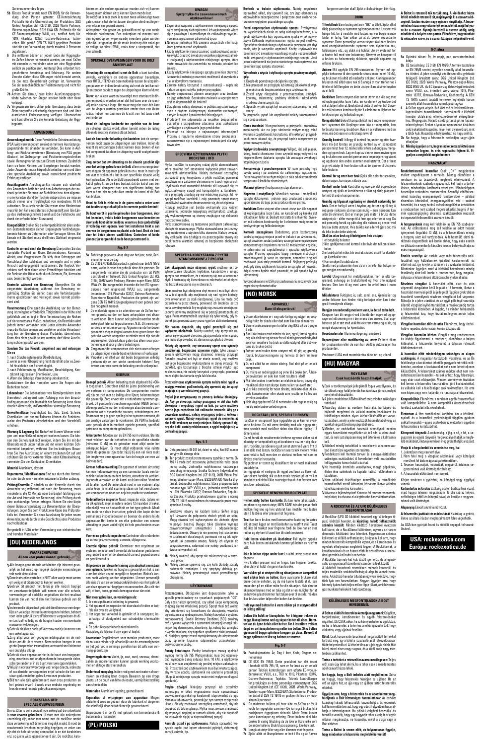Seriennummer des Tages

**5b** Dieses Produkt wurde nach EN 795/B, für die Verwendung einer Person getestet. CE-Kennzeichnung Prüfstelle für die Überwachung der Produktion: SGS United Kingdom Ltd. CE 0120, 202B Worle Parkway, Weston-super-Mare, BS22 6WA GB. Prüfstelle für die CE-Baumusterprüfung: VVUU, a.s., notified body No. 1019, Piikartska 1337/7, Ostrava-Radvanice, Tschechien. Die gemäß CEN TS 16415 geprüften Produkte sind für eine Verwendung durch maximal 3 Personen zugelassen.

**6** Die mittleren Löcher an jedem Ende der Riggingplatte Se7en können verwendet werden, um zwei Se7en mit einander zu verbinden oder um eine Riggingplatte seitlich zu positionieren. Achtung! Dies erfordert fortgeschrittene Kenntnisse und Erfahrung. Für andere Zwecke dürfen diese Öffnungen nicht benutzt werden, da die max. Belastbarkeit geringer ist. Verwenden Sie sie ausschließlich zur Positionierung und nicht für große Kräfte.

**7b** Achten Sie darauf, dass keine Ausrüstungsgegenstände zwischen den Stegen stecken bleibt oder diese verbiegt.

**7c** Vergewissern Sie sich bei jeder Benutzung, dass beide Sicherungsstifte vollständig eingerastet sind und über ausreichend Federspannung verfügen. Überwachen und kontrollieren Sie die korrekte Belastung der Riggingplatte.

## ANWENDUNG

**Anwendungsbereich** Diese Persönliche Schutzausrüstung (PSA) wird verwendet um zwei oder mehrere Ausrüstungsgegenstände mit einander zu verbinden. Sie kann in Auffang- und Rückhaltesystemen (Benutzung von PSA gegen Absturz), bei Seilzugangs- und Positionierungstechniken sowie Rettungsverfahren zum Einsatz kommen. Zusätzlich kann sie beim Klettern und Bergsteigen benutzt werden. Jeder Anwender muss körperlich belastbar sein und über eine spezielle Ausbildung sowie ausreichend praktische Erfahrung verfügen.

**Anschlagpunkte** Anschlagpunkte müssen sich oberhalb des Anwenders befinden und den Anforderungen der national geltenden Normen und Richtlinien bzw. dem allgemein anerkannten Stand der Technik entsprechen, es müssen jedoch immer eine Festigkeitswert von mindestens 10 kN aufweisen. Zusätzlich muss in Auffangsystemen der Freiraum unter dem Anwender ausreichend sein, um im Falle eines Sturzes einen Aufprall zu vermeiden.

**Kompatibilität** Stellen Sie die Kompatibilität mit allen anderen Systemkomponenten sicher. Ungeeignete Verbindungselemente können zu Deformation oder Versagen führen. Bei Einsatz mit Stahlseil muss drahtseilfestes Zubehör eingesetzt werden.

**Kontrolle vor und nach der Benutzung** Überprüfen Sie das komplette Produkt auf Risse, Deformationen, Korrosion, Abrieb, usw. Vergewissern Sie sich, dass Schrauben und Verschlussteile schließen und verriegeln und in jeder Hinsicht ordnungsgemäß funktionieren. Der Keylock Verschluss darf nicht durch einen Fremdkörper blockiert und die Funktion der Hülse nicht durch Schmutz, Eis, Korrosion usw. beeinträchtigt werden.

**Kontrolle während der Benutzung** Überprüfen Sie die eingesetzte Ausrüstung während der Benutzung regelmäßig. Stellen Sie sicher, dass alle Verbindungselemente geschlossen und verriegelt sowie korrekt positioniert sind.

**Verantwortung** Eine spezielle Ausbildung vor der Benutzung ist zwingend erforderlich. Tätigkeiten in der Höhe sind gefährlich und es liegt in Ihrer Verantwortung die Risiken auf ein vertretbares Maß zu reduzieren, ein Restrisiko wird jedoch immer vorhanden sein! Jeder einzelne Anwender muss die Risiken kennen und verstehen und die Verantwortung bei der Benutzung dieses Produktes übernehmen. Kann dies nicht gewährleistet werden, darf diese Ausrüstung nicht eingesetzt werden.

**Sondern Sie das Produkt umgehend aus und entsorgen Sie es**
1. nach Sturzbelastung oder Überbelastung.
2. wenn es einer Überprüfung nicht standhält oder es Zweifel hinsichtlich der Sicherheit gibt.
3. nach Fehlbenutzung, Modifikation, Beschädigung, Kontakt mit aggressiven Chemikalien, usw.
4. Wenn die bisherige Verwendung unbekannt ist.

Kontaktieren Sie den Hersteller, wenn Sie Fragen oder Bedenken haben.

**Lebensdauer** Die Lebensdauer von Metallprodukten kann theoretisch unbegrenzt sein. Abhängig von den Einsatzbedingungen und der Intensität der Benutzung kann diese deutlich kürzer sein, im Extremfall nur einmalige Benutzung.

**Umwelteinflüsse** Feuchtigkeit, Eis, Salz, Sand, Schnee, Chemikalien und andere Faktoren können die Funktionsweise des Produktes einschränken und den Verschleiß erhöhen.

**Wartung & Lagerung** Bei Bedarf mit klarem Wasser reinigen und anschließend komplett trocknen lassen. Sie können ggf. Metallprodukte mit Maschinenöl schmieren, achten Sie dabei darauf, dass kein Öl in Kontakt mit Textilien kommt. Bewahren Sie Ihre Ausrüstung an einem trockenen Ort auf und schützen Sie sie vor extremer Hitze- oder Kälteeinwirkung, vermeiden Sie den Kontakt mit Chemikalien.

**Material** Aluminium, eloxiert

**Reparaturen / Modifikationen** Sind nur durch den Hersteller oder durch vom Hersteller autorisierte Stellen zulässig.

**Prüfung/Kontrolle** Zusätzlich zu der Kontrolle durch den Anwender vor, während und nach der Benutzung muss mindestens alle 12 Monate oder bei Bedarf (abhängig von der Art und Intensität der Benutzung) eine Prüfung durch eine sachkundige Person erfolgen. Nutzen Sie eine Kopie dieser Gebrauchsanleitung zur Dokumentation der Überprüfungen. Legen Sie dem Produkt eine Kopie des Prüfprotokolls bei. Verwenden Sie neue Ausrüstung für jeden neuen Anwender, nur dadurch ist die Geschichte jedes Produktes nachvollziehbar.

Hergestellt in USA unter Verwendung von einheimischen und fremden Materialien

# (DU) NEDERLANDS

## WAARSCHUWING!
**Alleen voor professioneel gebruik!**

- Alle hoogte-gerelateerde activiteiten zijn inherent gevaarlijk en het risico op mogelijk dodelijke verwondingen valt nooit uit te sluiten.
- Deze instructies vertellen je NIET alles wat je moet weten om veilig met dit product te kunnen werken.
- Gebruik dit product niet tenzij je alle risico's begrijpt en verantwoordelijkheid wilt nemen voor alle schade, verwondingen of dodelijke ongelukken die het resultaat kunnen zijn van het al dan niet foutieve gebruik van dit product.
- Iedereen die dit product gebruikt dient hiervoor een degelijke en volledige instructie ontvangen te hebben, behoort voor ieder gebruik zichzelf hiervan te vergewissen en dient zichzelf volledig op de hoogte houden van eventuele nieuwe ontwikkelingen.
- Gebruik altijd een backup! Vertrouw nooit je leven toe aan een enkel apparaat.
- Zorg altijd voor een gedegen reddingsplan en de middelen om dit uit te voeren. Bewusteloos hangen in een gordel (suspension trauma) kan verrassend snel leiden tot een dodelijke afloop.
- Gebruik deze apparatuur niet in de buurt van hoogspanning, machines met snelgaande/roterende bewegende delen, scherpe randen of in de buurt van ruwe oppervlakken.
- Wij zijn niet verantwoordelijk voor enige directe, indirecte of accidentele consequenties en/of schade die kan ontstaan gedurende of na het gebruik van onze producten.
- Blijf ten alle tijde geïnformeerd over onze producten en het gebruik ervan! Bezoek onze website regelmatig en lees de meest recente gebruiksaanwijzingen.

## ROCKSTAR & UFO: SPECIALE OVERWEGINGEN

De rockSTAR is een speciaal type ankerplaat die ontwikkeld is voor ervaren gebruikers. U moet met alle ankerplaten voorzichtig zijn, maar met name met de rockSTAR omdat deze verankering in 3 dimensies mogelijk maakt. U moet de resulterende krachten zorgvuldig begrijpen, er zeker van zijn dat de hele uitrusting compatibel is en dat karabiners enz. op juiste wijze gepositioneerd zijn. De rockSTAR, karabiners en alle andere apparatuur moeten zich vrij kunnen bewegen om zichzelf uit te kunnen lijnen met de last.

De rockSTAR is zeer sterk tussen twee willekeurige gaten, maar is het sterkst tussen die gaten die direct tegenover elkaar zijn gepositioneerd.

Ankerplaten zijn getest en gekwalificeerd op een totale minimale breeksterkte. Een ankerplaat zal meestal worden ingezet op een wijze waarbij meerdere gaten worden gebruikt. Let goed op dat de totale kracht op één enkel gat de veilige werklast (SWL) zoals door u vastgesteld, niet overschrijdt.

## SPECIALE OVERWEGINGEN VOOR DE BOLT ANKERPLAAT

**Uitrusting die compatibel is met de Bolt:** u kunt katrollen, swivels, karabiners en andere apparatuur bevestigen, maar UITSLUITEND als deze makkelijk tussen de uitsparingen passen en indien de uitrusting vrij met de last kan uitlijnen zonder dat deze tegen de uitsparingen klem raakt.

**Touw:** kan alleen worden bevestigd met standaard lastknopen en moet zo worden vastgemaakt dat het touw over de roestvrij stalen stelbout loopt. Het touw mag niet over één kant van de vingers worden getrokken omdat deze een te kleine radius hebben en daarmee de kracht van het touw sterk verminderen.

**Houd de ladingen loodrecht ten opzichte van de bout:** de volledige sterkte wordt alleen bereikt indien de lading alleen de roestvrij stalen stelbout belast.

**Laat de bout onder belasting niet kantelen:** laat de componenten nooit tegen de uitsparingen aan trekken. Indien de kracht de uitsparingen belast kunnen deze breken of kan het component dat door de uitsparing wordt vastgehouden breken.

**Zorg ervoor dat uw uitrusting en de situatie geschikt zijn voor het veilige gebruik van de Bolt:** alleen ervaren gebruikers mogen dit apparaat gebruiken en u moet in staat zijn om vast te stellen of u het in een specifieke situatie veilig kunt gebruiken. Als u de Bolt bijvoorbeeld samen met een katrol gebruikt en de kans bestaat dat de katrol aan één kant wordt klemgezet door een significante lading, dan dient u hem niet te gebruiken omdat de katrol of de Bolt kan breken.

**Houd de Bolt in zicht en in de gaten zodat u zeker weet dat de uitrusting zich altijd in de correcte positie bevindt!**

**De bout wordt in positie gehouden door borgpennen. Voor het losmaken, trekt u beide borgpennen naar beneden en duwt u de bout uit het midden, waarna u deze uit de ankerplaat (Bolt) kunt openen. Voor het installeren trekt u aan een van de borgpennen en plaatst u de bout. Druk de bout door tot beide pinnen vastklikken. Controleer of beide pinnen zijn vergrendeld en de bout gecentreerd is.**

### Fig. 5-7

**5a** Fabricagegegevens: Jaar, dag van het jaar, code, Serienummer voor de dag

**5b** CE 0120 EN 795/B. Dit product is getest naar de EN 795/B norm, welke is voor het gebruik door één persoon. De aangemelde instantie die de productie van de PBM controleert en behoort: SGS United Kingdom Ltd. CE 0120, 202B Worle Parkway, Weston-super-Mare, BS22 6WA UK. De aangemelde instantie die het EG-typeonderzoek heeft uitgevoerd: VVUU, a.s., aangemelde instantie nr. 1019, Piikartska 1337/7, Ostrava-Radvanice, Tsjechische Republiek. Producten die getest zijn volgens CEN TS 16415 zijn goedgekeurd voor gebruik door ten hoogste 3 mensen

**6** De middelste gaten in de uiteinden van de Se7en kunnen gebruikt worden om twee ankerplaten met elkaar te verbinden. Deze kunnen ook gebruikt worden om de ankerplaat lateraal te positioneren. N.B.: Dit vereist geavanceerde kennis en ervaring. Afgezien van de hierboven genoemde toepassingen kunnen deze gaten beter niet gebruikt worden aangezien ze minder sterk zijn dan de andere gaten. Gebruik deze gaten dus alleen voor positionering, niet voor grotere belastingen.

**7b** Zorg ervoor dat componenten zich niet tegen de uitsparingen van de bout verklemmen of verbuigen.

**7c** Verzeker u er altijd van dat beide borgpennen volledig gesloten zijn en een sterke veerkracht hebben! Zorg tevens voor een correcte belasting van de ankerplaat.

## GEBRUIK

**Beoogd gebruik** Alleen belasting zoals afgebeeld bij 'OK' is toegestaan. Controleer altijd de juiste positionering van uw systeem en componenten. De componenten moeten vrij zijn om zich met de lading uit te lijnen; belemmeringen zijn gevaarlijk. Zorg ervoor dat u redundante systemen gebruikt. Dit persoonlijk beschermingsmiddel (PBM) behoort alleen gebruikt te worden met energie absorberende componenten zoals dynamische touwen, schokdempers enz. Daarnaast mag er geen speling in het systeem ontstaan, dit om ernstige valpartijen te voorkomen. Dit PBM is bedoeld voor gebruik door in medisch opzicht gezonde, specifiek getrainde en competente gebruikers.

**Ankerpunten** Moeten aan de EN 795 norm voldoen. Sterkte moet voldoen aan de behoeften in de specifieke situatie (minstens 10 kN) en de gebruiker moet altijd onder het ankerpunt blijven. Er moet altijd voldoende vrije ruimte onder de gebruiker zijn zodat hij/zij bij een val niets raakt (de lengte van deze ankerplaat kan de hoogte van een val beïnvloeden).

**Gevaar hefboomwerking** Dit apparaat of andere uitrusting kan een hefboomwerking op een connector (zoals een karabiner) uitoefenen en deze breken of openen, waardoor de verbinding wordt verbroken. Zorg dat u dit vermijdt. De ankerplaat moet in uw systeem altijd onder spanning staan om het verschuiven van componenten naar een onjuiste positie te voorkomen.

**Goedgekeurde inspectie** Naast inspectie vóór, tijdens en na elk gebruik, moet minstens iedere 12 maanden of vaker, afhankelijk van de hoeveelheid en het type gebruik. Maak een kopie van deze instructies; gebruik hem voor het permanente inspectiedossier en bewaar de andere bij de apparatuur. Het beste is om elke gebruiker een nieuwe uitrusting te geven zodat hij/zij de hele geschiedenis ervan kent.

**Voor en na gebruik inspecteren** Controleer alle onderdelen op scheuren, vervorming, corrosie, slijtage enz.

**Controle tijdens gebruik** Controleer met regelmaat uw systeem; verzeker u ervan dat de karabiner gesloten en vergrendeld is en of deze absoluut correct gepositioneerd en georiënteerd is.

**Uitgebreide en relevante training zijn absoluut onmisbaar voor gebruik.** Werken op hoogte is gevaarlijk en het is aan u om het risico zoveel mogelijk te beperken. Risico's kunnen nooit volledig worden uitgesloten. U moet persoonlijk alle risico's van en verantwoordelijkheden voor het gebruik van deze apparatuur begrijpen en aanvaarden. Als u dit niet wilt, of kunt, doen, gebruik deze apparatuur dan niet.

**Uit het gebruik nemen en te vervangen als:**
1. Er een significante belasting is geweest.
2. Het apparaat de inspectie niet doorstaat of indien er twijfels zijn over de veiligheid.
3. Het apparaat verkeerd is gebruikt of is aangepast, beschadigd of blootgesteld aan schadelijke chemicaliën enz.
4. De gebruiksgeschiedenis niet bekend is.

Raadpleeg de fabrikant bij vragen of twijfel.

**Levensduur** Ongelimiteerd voor metalen producten, maar dit zal vaak minder zijn afhankelijk van de omstandigheden en het gebruik; in sommige gevallen kan dit zelfs een eenmalig gebruik zijn.

**Omgevingsfactoren** Vocht, ijs, zout, zand, sneeuw, chemicaliën en andere factoren kunnen goede werking voorkomen en slijtage sterk vermeerderen.

**Onderhoud en opslag** Indien nodig met zoet water schoonmaken en volledig laten drogen. Bewaren op een droge plaats, uit de buurt van hitte en koude, vermijd blootstelling aan chemicaliën.

**Materialen** Aluminium legering, geanodiseerd.

**Reparaties of wijzigingen aan apparatuur** Mogen uitsluitend worden gedaan door de fabrikant of diegenen die schriftelijk door de fabrikant zijn geautoriseerd.

Geproduceerd in de VS met gebruik van binnenlandse & buitenlandse materialen

# (PL) POLSKI

## UWAGA!
**Sprzęt tylko dla zaawansowanych użytkowników!**

- Czynności związane z użytkowaniem niniejszego sprzętu są ze swej natury niebezpieczne i ich wykonywanie wiąże się z poważnym i nieuniknionym dla człowieka ryzykiem, a nieprawidłowe użytkowanie zagraża zdrowiu lub życiu.
- Niniejsza instrukcja NIE zawiera wszystkich informacji, które powinien znać użytkownik.
- Każdy użytkownik musi zrozumieć i zaakceptować wszelkie ryzyko oraz być świadomy wszelkiej odpowiedzialności związanej z użytkowaniem niniejszego sprzętu, które może prowadzić do uszczerbku na zdrowiu, obrażeń lub śmierci.
- Każdy użytkownik niniejszego sprzętu powinien otrzymać i zrozumieć instrukcję oraz mieć możliwość skorzystania z niej w dowolnym momencie.
- Zawsze należy korzystać z autoasekuracji – nigdy nie należy polegać na tylko jednym przyrządzie.
- Należy dysponować planem awaryjnym oraz środkami do jego wdrożenia. Bezwładne zwisanie w uprzęży może szybko doprowadzić do śmierci!
- Sprzętu nie należy stosować w pobliżu zagrożeń związanych z prądem elektrycznym, elementów ruchomych, ostrych krawędzi i powierzchni ściernych.
- Producent nie odpowiada za wszelkie bezpośrednie, pośrednie i przypadkowe zdarzenia oraz uszkodzenia wynikające z użytkowania jego produktów.
- Pozostań na bieżąco z najnowszymi informacjami! Prosimy o regularne odwiedzanie strony producenta i zapoznawanie się z najnowszymi instrukcjami dla użytkowników.

## SPECYFIKA UŻYTKOWANIA PŁYTKI ROCKSTAR / UFO

Płytka rockStar to specjalny rodzaj płytki stanowiskowej, która powinna być stosowana wyłącznie przez zaawansowanych użytkowników. Należy zachować szczególną ostrożność przy korzystaniu z płytki rockStar, ponieważ umożliwia ona zakładanie stanowiska w trzech wymiarach. Użytkownik musi dokładnie zrozumieć siły powstające w systemie, być pewnym kompatybilności całego wykorzystywanego sprzętu (np. karabinków) i umieszczenia ich we właściwej pozycji. rockStar, karabinki i cały zestaw muszą mieć swobodę ruchu, aby wyrównać się do kierunku obciążenia.

Przyrząd rockStar jest bardzo wytrzymały przy każdym ustawieniu, jednakże największą wytrzymałość uzyskuje, gdy wykorzystywane są otwory znajdujące się dokładnie naprzeciwko siebie.

Płytki stanowiskowe są testowane pod kątem całkowitego obciążenia niszczącego. Płytka stanowiskowa jest zazwyczaj montowana z użyciem kilku otworów. Należy uważać, aby siła działająca na pojedynczy otwór nie przekraczała wartości uznanej za bezpieczne obciążenie robocze.

## SPECYFIKA KORZYSTANIA Z PŁYTKI STANOWISKOWEJ Z RYGLEM.

**Jaki ekwipunek może utrzymać rygiel:** możliwe jest przytwierdzanie bloczków, krętlików, karabinków i innego sprzętu pod warunkiem, że z łatwością zmieszczą się one w otworach płytki i dostosują się kierunkowo w zależności od obciążenia bez zaklinowania się w otworach.

**Lina:** powinna być obciążana zachowawczo i musi być okręcona w taki sposób, aby znajdowała się nad ryglem blokującym wykonanym ze stali nierdzewnej. Lina nie może być przewieszona przez zewnętrzne krawędzie, ponieważ ich promień jest za mały, a wytrzymałość liny mogłaby się znacznie zmniejszyć.

Ładunki powinny znajdować się w pozycji prostopadłej do rygla. Pełną wytrzymałość uzyskuje się tylko wtedy, gdy ładunek jest przyłożony do stalowego rygla.

**Nie wolno dopuścić, aby rygiel przechylił się pod wpływem obciążenia.** Należy uważać, aby sprzęt nie zaczepiał się w otworach obwodowych płytki; gdy powstała w ten sposób siła może doprowadzić do złamania sprzętu lub otworu.

**Należy się upewnić, czy stosowany sprzęt oraz sytuacja umożliwiają bezpieczne używanie rygla:** tylko zaawansowani użytkownicy mogą stosować niniejszy przyrząd. Ponadto powinni oni być w stanie ocenić, czy możliwe jest jego bezpieczne wykorzystanie w danej sytuacji. Na przykład, gdy korzystając z bloczka istnieje ryzyko jego zakleszczenia, nie należy korzystać z przyrządu, ponieważ może dojść do złamania rygla lub bloczka.

**Przez cały czas użytkowania sprzętu należy mieć rygiel w zasięgu wzroku i pod kontrolą, aby upewnić się, że sprzęt znajduje się we właściwej pozycji.**

**Rygiel jest utrzymywany za pomocą kołków blokujących. Aby go otworzyć, należy przyciągnąć w dół oba kołki blokujące i wypchnąć rygiel na bok, po czym możliwe będzie jego częściowe lub całkowite otwarcie. Aby go z powrotem zamknąć, należy wyciągnąć jeden z kołków i wstawić rygiel. Należy wypchnąć rygiel do momentu, aż oba kołki wskoczą na swoje miejsce. Należy upewnić się, czy oba kołki zostały zablokowane, a rygiel znajduje się w centralnej pozycji.**

### Rys. 5-7

**5a** Data produkcji: rok, dzień w roku, Kod numer seryjny dla danego dnia

**5b** Ten produkt został przetestowany zgodnie z normą EN 795 / i może być stosowany jednocześnie tylko przez jedną osobę. Jednostka notyfikowana nadzorująca produkcję niniejszego środka Ochrony Indywidualnej: SGS United Kingdom Ltd. [CE 0120], 202B Worle Parkway, Weston-super-Mare, BS22 6WA UK (Wielka Brytania). Jednostka notyfikowana, która przeprowadziła badanie typu WE: VVUU, a.s., jednostka notyfikowana nr 1019, Piikartska 1337/7, Ostrava-Radvanice, Republika Czeska. Produkty przetestowane zgodnie z normą CEN TS 16415 zatwierdzono do stosowania przez maksymalnie 3 osoby.

**6** Środkowe otwory na każdym końcu Se7en mogą być używane do połączenia dwóch płytek ze sobą. Mogą również być wykorzystane do ustawienia płytek w pozycji bocznej. Uwaga: takie działanie wymaga zaawansowanych umiejętności i odpowiedniego doświadczenia. Otwory te nie powinny być stosowane w innych działaniach, ponieważ nie są tak wytrzymałe jak pozostałe otwory. Należy ich używać do pozycjonowania, natomiast nie należy poddawać ich działaniu wysokich sił.

**7b** Należy uważać, aby sprzęt nie zakleszczył się w otworach płytki.

**7c** Należy zawsze upewnić się, czy kołki blokady zostały całkowicie zamknięte i czy sprężyny działają poprawnie. Należy przestrzegać zasad prawidłowego obciążenia.

## UŻYTKOWANIE

**Przeznaczenie.** Obciążenie jest dopuszczalne tylko w sposób przedstawiony na rysunkach podpisanych "OK". Cały czas należy sprawdzać, czy układ i jego komponenty znajdują się we właściwej pozycji. Sprzęt musi być wolny, aby orientować się kierunkowo do obciążenia, wszelkie ograniczenia są niebezpieczne. Należy korzystać z systemu autoasekuracji. Środki Ochrony Osobistej (ŚOI) powinny być używane wyłącznie z systemami absorpcji energii takimi jak liny dynamiczne, absorbery, itp. należy też pamiętać o uniknięciu luzu, aby zapobiec upadkom z dużej wysokości. Niniejszy sprzęt został zaprojektowany do użytkowania przez sprawne fizycznie, odpowiednio przeszkolone i doświadczone osoby.

**Punkty kotwiczące.** Punkty kotwiczące muszą spełniać wymogi normy EN 795. Wytrzymałość musi być odpowiednia do wymogów danej sytuacji (min. 10 kN), a użytkownik musi cały czas znajdować się poniżej miejsca zakotwiczenia. Przestrzeń pod użytkownikiem musi być wystarczająca, aby w razie upadku użytkownik nie uderzył w przeszkody (długość niniejszego sprzętu może mieć wpływ na długość upadku).

**Ryzyko dźwigni** Niniejszy przyrząd lub przedmiot wchodzący w skład wyposażenia może spowodować podważenie łącznika (np. karabinek) i doprowadzić do jego złamania lub otwarcia, powodując tym samym rozłączenie układu. Należy zachować szczególną ostrożność, aby nie dopuścić do takiej sytuacji. Płytka musi zawsze znajdować się w pozycji napiętej w ramach układu, aby nie dopuścić do ustawienia się jej w nieprawidłowej pozycji.

**Kontrola przed i po użytkowaniu.** Należy sprawdzić wszelkie części pod kątem obecności pęknięć, deformacji, korozji, zużycia, itp.

**Kontrola w trakcie użytkowania.** Należy regularnie sprawdzać układ, aby upewnić się, czy jego elementy są odpowiednio zabezpieczone i połączone oraz ułożone poprawnie względem pozostałego sprzętu.

**Przed rozpoczęciem użytkowania sprzętu.** Przebywanie na wysokościach niesie ze sobą niebezpieczeństwo, a w gestii użytkownika leży ograniczenie ryzyka w jak największym stopniu. Całkowite wyeliminowanie ryzyka nie jest możliwe. Sposobów niewłaściwego użytkowania przyrządu jest zbyt wiele, aby je wszystkie wymienić. Każdy użytkownik musi poznać i być świadomy wszelkiego ryzyka i odpowiedzialności związanej z użytkowaniem niniejszego sprzętu. Jeśli jednak użytkownik nie jest w stanie tego zaakceptować, nie powinien tego sprzętu stosować.

**Wycofanie z użycia i utylizacja sprzętu powinny nastąpić, gdy:**
1. Doszło do poważnego obciążenia sprzętu.
2. Nie przeszedł on przeglądu lub istnieją jakiekolwiek wątpliwości co do bezpieczeństwa jego użytkowania.
3. Został użyty niezgodnie z przeznaczeniem, zmodyfikowany, zniszczony, poddany działaniu szkodliwych środków chemicznych, itp.
4. Sposób, w jaki sprzęt był wcześniej stosowany, nie jest znany.

W przypadku pytań lub wątpliwości należy skontaktować się z producentem.

**Okres trwałości** Nieograniczony w przypadku produktów metalowych, ale na jego skrócenie wpływ mogą mieć warunki i częstotliwość korzystania. W niektórych przypadkach może okazać się, że przyrząd będzie nieprzydatny po jednorazowym użyciu.

**Wpływ środowiska zewnętrznego** Wilgoć, lód, sól, piasek, śnieg, środki chemiczne i inne czynniki mogą wpływać na nieprawidłowe działanie sprzętu lub znacząco zwiększyć stopień jego zużycia.

**Konserwacja i przechowywanie** W razie potrzeby myć czystą wodą i pozostawić do całkowitego wysuszenia. Przechowywać w suchym miejscu z dala od ekstremalnych temperatur i środków chemicznych.

**Materiał główny** Anodyzowany stop aluminium.

**Naprawa i modyfikacje** Wszelkich napraw i modyfikacji sprzętu dokonywać może jedynie jego producent i podmioty upoważnione do tego przez producenta na piśmie.

**Kontrola szczegółowa** Dodatkowo, poza każdorazową kontrolą (przed i po) należy przeprowadzić kontrolę sprzętu co najmniej raz na 12 miesięcy lub częściej, w zależności od częstotliwości i sposobu użytkowania sprzętu. Prosimy sporządzić kopię niniejszej instrukcji i przechowywać ją wraz ze sprzętem, natomiast oryginał zachować jako stały protokół kontroli. Najlepszą praktyką jest, gdy dany użytkownik korzysta ze sprzętu od nowości, dzięki czemu będzie mieć pewność, w jaki sposób był on użytkowany.

Wyprodukowano w USA przy zastosowaniu rodzimych oraz zagranicznych materiałów

# (NO) NORSK

## ADVARSEL!
**Bare til ekspertbruk!**

- Disse aktivitetene er i seg selv farlige og utgjør en betydelig risiko for skade eller død som ikke kan elimineres.
- Denne bruksanvisningen forteller deg IKKE alt du trenger å vite.
- Skal ikke brukes med mindre du kan, og vil, forstå og påta deg alle risikoer og ansvar for all skade/personskade/død som kan resultere fra bruk av dette utstyret eller aktivitetene du bruker det til.
- Enhver som bruker dette utstyret må bli gitt, og grundig forstå, bruksanvisningene og henvise til dem før hver bruk.
- Du må alltid ha en ekstra sikring. Stol aldri på en enkelt komponent.
- Du må ha en redningsplan og evne til å bruke den. Å henge bevisstløs i en sele kan raskt resultere i død!
- Må ikke brukes i nærheten av elektriske farer, bevegelig maskineri eller nær skarpe kanter eller ru overflater.
- Vi er ikke ansvarlig for noen direkte, indirekte eller utilsiktede konsekvenser eller skade som resulterer fra bruken av våre produkter.
- Hold deg oppdatert! Gå til nettstedet vårt regelmessig og les de siste brukerveiledningene.

## ROCKSTAR / UFO, SPESIELLE HENSYN

rockStar er en spesiell type riggeplate og er kun for avanserte brukere. Du må være forsiktig med alle riggeplater, men spesielt med rockStar siden den tillater rigging i 3 dimensjoner.

Du må forstå de resulterende kreftene og være sikker på at alt utstyr er kompatibelt og at karabinere osv. er riktig plassert. rockStar, karabinere og alt annet utstyr må være fritt til å innrette med lasten. rockStar er svært sterk mellom hvilke som helst to hull, men den er sterkest mellom hull som er direkte overfor hverandre.

Riggeplater er testet og klassifisert for en total maksimal bruddstyrke.

En riggeplate vil vanligvis bli rigget ved bruk av flere hull. Vær ekstra forsiktig slik at den totale styrken på et hvilket som helst enkelt hull ikke overstiger hva du har fastsatt som sikker arbeidslast.

## SPESIELLE HENSYN FOR BOLTPLATEN

**Hvilket utstyr bolten kan holde:** Du kan feste talje, svivler, karabinere og annet utstyr, MEN BARE hvis det passer helt mellom fingrene og hvis utstyret kan innrette med lasten uten å feste seg eller presse mot fingrene.

**Tau:** Kan bare brukes med konservative laster og belastes slik at tauet ligger an mot låsebolten av rustfritt stål. Tauet må ikke bli trukket over fingrene fordi de ikke har en stor radius og styrken til tauet kan bli sterkt redusert.

**Hold lasten vinkelrett på låsebolten:** Full styrke oppnås bare hvis lasten utelukkende kommer på bolten av rustfritt stål.

**Ikke la bolten vippe under last:** La aldri utstyr presse mot fingrene.

Hvis kraften presser mot en finger, kan fingeren brekke, eller utstyret holdt i fingeren kan brekke.

**Vær sikker på at utstyret ditt og situasjonen er kompatibel med sikker bruk av bolten:** Bare avanserte brukere skal bruke denne enheten, og du må kunne fastslå at du kan bruke den på en sikker måte for din situasjon. Hvis den for eksempel brukes med en talje og det er en mulighet for at en betydelig last klemmer fast taljen ovenfor en side, må den ikke brukes fordi taljen eller bolten kan knekke.

**Hold øye med bolten for å være sikker på at utstyret alltid er i riktig stilling!**

**Bolten blir holdt av låsepinner. For å frigjøre trekker du begge låsepinnene ned og skyver bolten til siden. Deretter kan du åpne delvis eller helt ut. For å installere trekker du på én av låsepinnene og setter inn bolten. Skyv bolten gjennom til begge pinnene knepper på plass. Bekreft at begge pinnene er låst og bolten er sentrert.**

### Fig. 5-7

**5a** Produksjonsdato: År, Dag i året, Kode, Dagens serienummer

**5b** CE 0120 EN 795/B. Dette produktet har blitt testet i henhold til EN 795 / B, som er for bruk av en enkelt person. Teknisk kontrollorgan som utfører EC-typeundersøkelse: VVUU a.s., TKO nr. 1019, Piikartska 1337/7, Ostrava-Radvanice, Tsjekkia. Teknisk kontrollorgan for produksjon av dette personlige verneutstyret: SGS United Kingdom Ltd. [CE 0120], 202B Worle Parkway, Weston-super-Mare, BS22 6WA Storbritannia. Produkter testet til CEN TS 16415 er godkjent til bruk av maksimum 3 personer.

**6** De midterste hullene på hver side av Se7en er for å koble to riggeplater sammen. De kan også brukes til å posisjonere riggeplaten sideveis. Merk: Dette krever gode kunnskaper og erfaring. Disse hullene skal ikke brukes til andre tilkoblinger da de ikke er like sterke som de andre hullene. Bruk til posisjonering, ikke høy last.

**7b** Unngå at utstyr kiler seg eller klemmer mot fingrene.

**7c** Sørg alltid for at låsepinnene er helt i lås og at fjæren fungerer som den skal! Sjekk at belastningen blir riktig.

## BRUK

**Tiltenkt bruk** Bare lasting vist som "OK" er tillatt. Sjekk alltid riktig plassering av systemet og komponentene. Utstyret må henge fritt for å innrette seg med lasten, enhver begrensning er farlig. Vær sikker på at du bruker redundante systemer. Dette personlige verneutstyret skal bare brukes med energiabsorberende systemer som dynamiske tau, falldempere etc., og slakk må holdes ute av systemet for å hindre fall med stor belastning. Utstyret er beregnet til å brukes av helsemessig skikkede, spesielt opplærte og erfarne brukere.

**Ankre** Må oppfylle EN 795-standarden. Styrken må oppfylle behovene til den spesielle situasjonen (minst 10 kN), og brukeren må alltid være under ankeret. Klaringen under brukeren må være tilstrekkelig til å unngå at man treffer noe i tilfelle et fall (lengden av utstyret kan påvirke høyden av et fall).

**Vektstangfare** Dette utstyret eller annet utstyr kan vri en tilkobling (som en karabiner), slik at den brekker eller åpnes, med separasjon som resultat. Bruk ekstra forsiktighet for å unngå dette. Riggeplaten må alltid holdes under strekk i systemet for å forhindre bevegelse av komponenter til feil posisjon.

**Kompatibilitet** Bekreft kompatibilitet med alle komponenter i ditt system. Ukompatible koblinger kan føre til deformasjon eller svikt.

**Grundig kontroll** I tillegg til kontroll før, under og etter hver bruk må det foretas en grundig kontroll av en kompetent person minst hver 12. måned eller oftere avhengig av mengden og typen bruk. Lag en kopi av denne bruksanvisningen og bruk den som en del av den permanente inspeksjonsregistreringen og oppbevar den andre sammen med utstyret. Det er best å gi nytt utstyr til hver bruker slik at de kjenner til utstyrets fulle historie.

**Kontroll før og etter hver bruk** Sjekk alle deler for sprekker, deformasjon, korrosjon, slitasje osv.

**Kontroll under bruk** Kontroller og overvåk det oppkoblede utstyret, og sjekk at karabinerene er låst og riktig plassert i forhold til andre komponenter.

**Grundig og tilpasset opplæring er absolutt nødvendig før bruk.** Det er farlig å være i høyden, og det er opp til deg å redusere risikoene så mye som mulig – men risikoene kan aldri bli eliminert. Det er mange gale måter å bruke dette utstyret på – altfor mange til å føre opp eller tenke seg. Du må personlig forstå og påta deg alle risikoer og alt ansvar for å bruke dette utstyret. Hvis du ikke kan eller vil gjøre det, må du ikke bruke dette utstyret.

**Skal tas ut av bruk og kasseres hvis:**
1. er betydelig belastet
2. ikke godkjennes ved kontroll eller hvis det finnes tvil om sikkerheten
3. er brukt på feil måte, blitt endret, skadet, utsatt for skadelige kjemikalier osv.
4. Har en ukjent brukshistorie.

Snakk med produsenten hvis du er i tvil eller har bekymringer rundt bruken av utstyret.

**Levetid** Ubegrenset for metallprodukter, men er ofte begrenset, avhengig av bruksforhold og hvor ofte utstyret brukes. Den kan til og med være én enkel bruk i noen tilfeller.

**Miljøfaktorer** Fuktighet, is, salt, sand, snø, kjemikalier og andre faktorer kan hindre riktig funksjon eller kan i stor grad framskynde slitasje.

**Rengjør om nødvendig med rent vann, la det så tørke helt.** Oppbevares på et tørt sted vekk fra ekstrem varme og kulde, og unngå eksponering for kjemikalier.

**Hovedmaterialer** Aluminiumslegering, anodisert.

**Reparasjoner eller modifisering av utstyr** Er bare tillatt for produsenten eller de som har skriftlig autorisasjon fra produsenten.

Produsert i USA med materialer fra både inn- og utland

# (HU) MAGYAR

## FIGYELEM!
**Csak hozzáértők használhatják**

- Ezek a tevékenységek jellegüknél fogva veszélyesek, és sérülések vagy halál jelentős kockázatával járnak, melyet nem lehet kiküszöbölni.
- A jelen utasításban NEM található meg minden szükséges tudnivaló.
- Kizárólag abban az esetben használja, ha képes és hajlandó megérteni és vállalni minden kockázatot és felelősséget minden olyan kár/sérülés/haláleset vonatkozásában, amely a jelen eszközök használatából vagy az azokkal végzett tevékenységekből ered.
- Minden, az eszközöket használó személynek minden egyes használatot megelőzően át kell adni a jelen utasítást, és neki azt alaposan meg kell értenie és alkalmaznia kell.
- Kötelező mindig tartalékkal is rendelkezni; soha nem szabad kizárólag egyetlen eszközre hagyatkozni.
- Rendelkezni kell mentési tervvel és a megvalósításához szükséges eszközökkel. A hevederben való mozdulatlan felfüggesztés hamar halált okozhat.
- Ne használja áramütés veszélyének, mozgó gépeknek, illetve éles széleknek és koptató hatású felületeknek a közelében.
- Nem vállalunk felelősséget semmiféle, a termékeink használatából eredő közvetlen, közvetett, illetve véletlen következményért és kárért.
- Kövesse a fejleményeket! Keresse fel rendszeresen webhelyünket, és olvassa el a legfrissebb használati utasítást.

## A ROCKSTAR ÉS AZ UFO KÜLÖNLEGES MEGFONTOLÁSAI

A RockStar (UFO 3D kikötési heveder) egy különleges típusú kikötési heveder, és kizárólag haladó felhasználók számára készült. Minden kikötési hevederrel óvatosan kell bánni, de a RockStarral különösen, ugyanis az három dimenziós kikötést tesz lehetővé. Figyelmesen számba kell venni az általa létrehozott erőket, és ügyelni kell arra, hogy minden felszerelés kompatibilis legyen, és a karabinerek és egyebek elhelyezése megfelelő legyen. A RockStarnak, a karabinereknek és az összes többi felszerelésnek szabadon igazodnia kell tudni a terheléshez.

A RockStar bármely két lyuk között igen erős, de a legerősebb az egymással közvetlenül szemben lévők között.

A kikötési hevedereket szakítóterhelésre tesztelték és minősítették. Egy kikötési hevedert rendszerint több lyukat használva kötnek ki. Különösen ügyeljen arra, hogy bármely egyes lyukra ható teljes erő ne lépje túl az Ön által megállapított biztonságos munkaterhelést.

## KÜLÖNLEGES MEGFONTOLÁSOK A BOLT HEVEDERNÉL

**A Bolt által megtartható felszerelések:** Csigákat, forgórészeket, karabinereket és egyéb felszereléseket rögzíthet, DE CSAK akkor, ha az könnyen befér az ujjak közé, és ha a felszerelés a terheléshez szabadon, szorulás vagy az ujjaknak feszülés nélkül igazodni tud.

**Kötél:** Csak konzervatív terhekkel terhelhető meg, úgy, hogy a kötél a rozsdamentes acél reteszelőcsavarra feküdjön. A kötelet tilos az ujjak egyik oldala felé húzni, mivel azok kis sugarúak és a kötél ereje nagymértékben csökkenhet.

**Tartsa a terhelést a reteszelőcsavarra merőlegesen:** Teljes erőt csak úgy lehet elérni, ha a teher csak a rozsdamentes acél csavart húzza.

**Ne hagyja, hogy a Bolt terhelés alatt megbillenjen:** Soha ne hagyja, hogy felszerelés húzódjon az ujjakra. Ha az erő az ujjakra hat, az ujjak vagy az ujjban tartott felszerelés eltörhet.

**Ügyeljen arra, hogy a felszerelés és az adott helyzet megfeleljen a Bolt biztonságos használatának:** Az eszközt kizárólag haladó felhasználók használhatják, és képesnek kell lennie eldönteni azt, hogy egy adott helyzetben biztonságosan tudja-e használni. Ha például csigával használja, és fennáll a veszély, hogy egy nagyobb teher a csigát az egyik oldalon megszorítja, ne használja, mivel a csiga vagy a Bolt eltörhet.

**Tartsa a Boltot a szeme előtt, és folyamatosan figyelje, hogy mindenkor a felszerelés megfelelő helyzetben legyen!**

**A Boltot a reteszelő tűk tartják meg. A kioldáshoz húzza lefelé mindkét reteszelő tűt, majd nyomja ki a csavart középről. Ezután részben vagy egészen kinyithatja. A beszereléshez húzza meg valamelyik reteszelő tűt, majd helyezze be a csavart. Nyomja keresztül a csavart, amíg mindkét tű a helyére nem kattan. Ellenőrizze, hogy mindkét tű reteszelve van-e, és a csavar középen helyezkedik-e el.**

### 5–7. ábra

**5a** Gyártási dátum: Év, év napja, nap sorszámának a kódja

**5b** CE tanúsítvány: CE 0120 EN 795/B A termék tesztelése az EN 795/B szerint, egyetlen személy általi használatra történt. A jelen személyi védőfelszerelés gyártását felügyelő értesített szerv: SGS United Kingdom Ltd. [CE 0120], 202B Worle Parkway, Weston-super-Mare, BS22 6WA UK. Az EC típusú vizsgálatot végző értesített szerv: VVUU, a.s., értesített szerv száma: 1019, Piikartska 1337/7, Ostrava-Radvanice, Csehország. A CEN TS 16415 szerint tesztelt termékek legfeljebb három személy általi használatra vannak jóváhagyva.

**6** A Se7en egyes végein lévő középső lyukak kettő összekapcsolására használhatók. Használhatók a kikötési heveder oldalirányú elhelyezéséhez is. Megjegyzés: Ez haladó ismeretet és tapasztalatot igényel. Ezeket a lyukakat nem szabad általános célú lyukakként használni, mivel nem olyan erősek, mint a többi lyuk. Használja elhelyezéshez, ne nagy erőhöz.

**7b** Ne hagyja, hogy a felszerelés beakadjon, vagy az ujjak elhajoljanak

**7c** Mindig ügyeljen arra, hogy mindkét reteszelő tű teljesen reteszelve legyen, és erős rugóhatást fejtsen ki. Figyeljen a megfelelő megterhelésre.

## HASZNÁLAT

**Rendeltetésszerű használat** Csak „OK" megjelölés mellett engedélyezett a terhelés. Mindig ellenőrizze a rendszer és az összetevők megfelelő elhelyezését. A felszereléseknek szabadon igazodniuk kell tudni a terheléshez, mindenféle korlátozás veszélyes. Mindenképpen használjon redundáns rendszereket. Személyi védőfelszerelést kizárólag energiaelnyelő rendszerekkel – például dinamikus kötelekkel, energiaelnyelőkkel stb. – szabad használni, és a nagy hatású esések megelőzése érdekében a rendszerben nem szabad megereszkedést hagyni. A termék egészségügyileg alkalmas, szakképzett és tapasztalt felhasználók számára készült.

**A horgonyoknak** meg kell felelniük az EN 795 szabványnak. Az erősségnek meg kell felelnie az adott helyzet igényeinek (legalább 10 kN), és a felhasználónak mindig a horgony alatt kell tartózkodnia. A felhasználó alatti területnek elegendőnek kell lennie ahhoz, hogy esés esetén ne ütközzön semmibe (a készülék hossza befolyásolhatja az esés nagyságát).

**Emelés veszélye** Az eszköz vagy más felszerelés nekifeszülhet egy összekötőnek (például karabinernek) és eltörheti azt, vagy kinyithatja, és szétválás történhet. Mindenképpen ügyeljen ennek elkerülésére. A kikötési heveder a rendszerben legyen mindig feszes, nehogy annak összetevői nem megfelelő helyzetbe csússzanak.

**Részletes vizsgálat** A használat előtt, alatt és után végzendő vizsgálaton kívül legalább 12 havonta, illetve a használat mennyiségétől és jellegétől függően gyakrabban kompetens személynek részletes vizsgálatot kell végeznie. Másolja le a jelen utasítást, és az egyik példányt használja állandó vizsgálati nyilvántartásként, a másikat pedig tartsa a felszereléssel együtt. A legjobb, ha minden felhasználó új felszerelést kap, hogy tisztában legyen annak teljes élettörténetével.

**Vizsgálat használat előtt és után** Ellenőrizze, hogy észlelhető-e repedés, deformáció, korrózió, kopás stb.

**Vizsgálat használat közben** Vizsgálja meg rendszeresen és kísérje figyelemmel a rendszert, ellenőrizze a helyes kötéseket, a felszerelés helyzetét, a teljesen reteszelt kötőelemeket stb.

**A használat előtt mindenképpen szükséges az alapos szakképzés.** A magasban tartózkodni veszélyes, és az Ön feladata a kockázatok lehető legnagyobb mértékű csökkentése, azonban a kockázatokat soha nem lehet teljesen kiküszöbölni. A felszerelést számos módon lehet nem rendeltetésszerűen használni – túl sok ahhoz, hogy felsoroljuk, vagy akár csak elképzeljük. Minden személynek tisztában kell lennie a felszerelés használatával járó kockázatokkal, és vállalnia kell a felelősséget ezek tekintetében. Ha erre nem képes vagy nem hajlandó, ne használja a felszerelést.

**Kompatibilitás** Ellenőrizze a rendszer egyéb összetevőivel való kompatibilitást. A nem kompatibilis összekötőelemek leválást, szakadást stb. okozhatnak.

**Élettartam** A fém termékeknél korlátlan, ám a körülményektől és a használat gyakoriságától függően gyakran sokkal kevesebb – egyes esetekben az élettartam egyetlen felhasználásra korlátozódhat.

**Környezeti tényezők** A nedvesség, a jég, a só, a hó, a vegyszerek és egyéb tényezők megakadályozhatják a megfelelő működést, illetve jelentősen meggyorsíthatják a kopást.

**Vonja ki a forgalomból és semmisítse meg, ha:**
1. Jelentősen meg van terhelve.
2. Nem felel meg a vizsgálat alkalmával, vagy kétség merül fel biztonságosságával kapcsolatban.
3. Helytelenül használták, módosították, megsérült, ártalmas vegyszereknek volt kitéve stb.
4. A használati előzmények nem ismertek.

Kérjen tanácsot a gyártótól, ha kétségei vagy aggályai vannak.

**Karbantartás és tárolás** Szükség esetén tisztítsa friss vízzel, majd hagyja teljesen megszáradni. Tárolja száraz helyen, szélsőséges hidegtől és melegtől távol, és kerülje a vegyszereknek való kitettséget.

**Alapanyag** Eloxált alumíniumötvözet.

**A felszerelés javításai és módosításai** Kizárólag a gyártó, illetve az általa írásban meghatalmazott felek végezhetik.

Az USA-ban gyártják hazai és külföldi anyagok felhasználásával.

**USA: rockexotica.com**
**Európa: rockexotica.de**